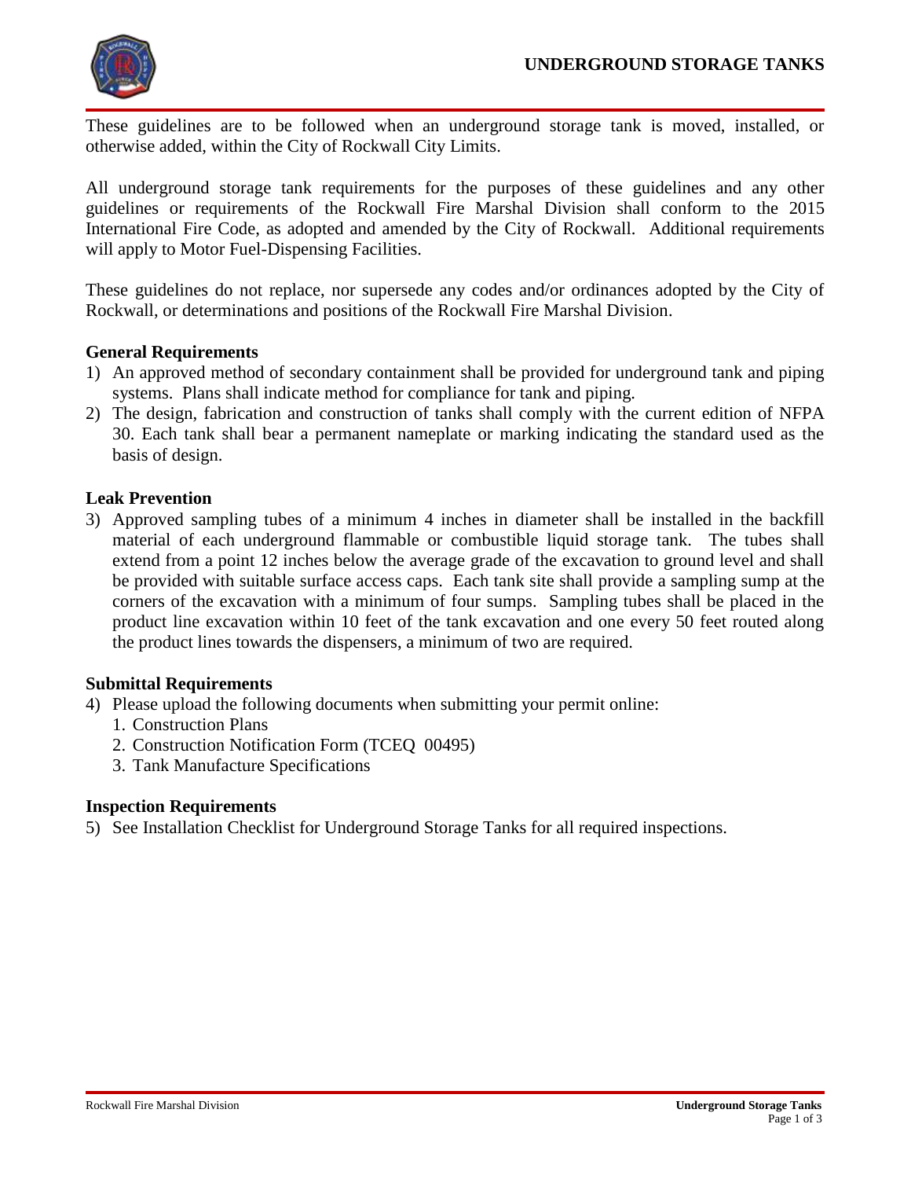# UNDERGROUND STORAGE TANKS

These guidelines are to be followed when an underground storage tank is moved, installed, or otherwise added, within the City of Rockwall City Limits.

All underground storage tank requirements for the purposes of these guidelines and any other guidelines or requirements of the Rockwall Fire Marshal Division shall conform to the 2015 International Fire Code, as adopted and amended by the City of Rockwall. Additional requirements will apply to Motor Fuel-Dispensing Facilities.

These guidelines do not replace, nor supersede any codes and/or ordinances adopted by the City of Rockwall, or determinations and positions of the Rockwall Fire Marshal Division.

**General Requirements**

1) An approved method of secondary containment shall be provided for underground tank and piping systems. Plans shall indicate method for compliance for tank and piping.
2) The design, fabrication and construction of tanks shall comply with the current edition of NFPA 30. Each tank shall bear a permanent nameplate or marking indicating the standard used as the basis of design.

**Leak Prevention**

3) Approved sampling tubes of a minimum 4 inches in diameter shall be installed in the backfill material of each underground flammable or combustible liquid storage tank. The tubes shall extend from a point 12 inches below the average grade of the excavation to ground level and shall be provided with suitable surface access caps. Each tank site shall provide a sampling sump at the corners of the excavation with a minimum of four sumps. Sampling tubes shall be placed in the product line excavation within 10 feet of the tank excavation and one every 50 feet routed along the product lines towards the dispensers, a minimum of two are required.

**Submittal Requirements**

4) Please upload the following documents when submitting your permit online:
   1. Construction Plans
   2. Construction Notification Form (TCEQ 00495)
   3. Tank Manufacture Specifications

**Inspection Requirements**

5) See Installation Checklist for Underground Storage Tanks for all required inspections.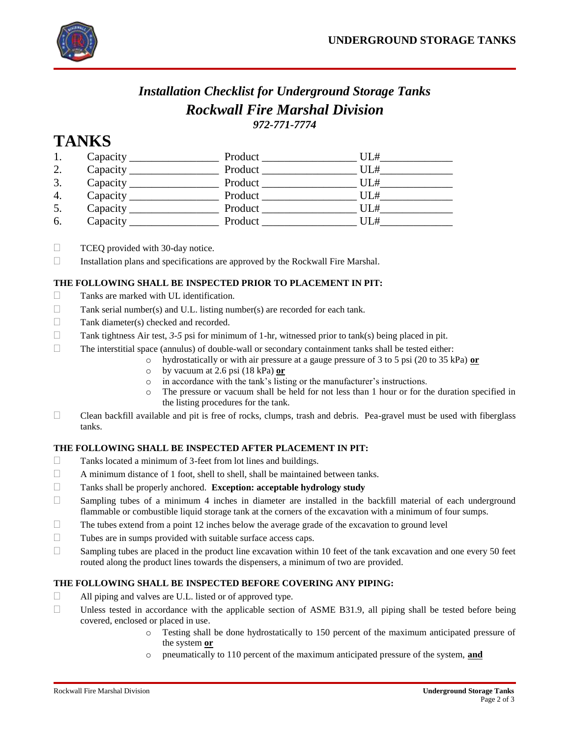# *Installation Checklist for Underground Storage Tanks*
## *Rockwall Fire Marshal Division*
### *972-771-7774*

# TANKS

1. Capacity ________________ Product ________________ UL#_____________
2. Capacity ________________ Product ________________ UL#_____________
3. Capacity ________________ Product ________________ UL#_____________
4. Capacity ________________ Product ________________ UL#_____________
5. Capacity ________________ Product ________________ UL#_____________
6. Capacity ________________ Product ________________ UL#_____________

- ☐ TCEQ provided with 30-day notice.
- ☐ Installation plans and specifications are approved by the Rockwall Fire Marshal.

**THE FOLLOWING SHALL BE INSPECTED PRIOR TO PLACEMENT IN PIT:**

- ☐ Tanks are marked with UL identification.
- ☐ Tank serial number(s) and U.L. listing number(s) are recorded for each tank.
- ☐ Tank diameter(s) checked and recorded.
- ☐ Tank tightness Air test, *3-5* psi for minimum of 1-hr, witnessed prior to tank(s) being placed in pit.
- ☐ The interstitial space (annulus) of double-wall or secondary containment tanks shall be tested either:
  - hydrostatically or with air pressure at a gauge pressure of 3 to 5 psi (20 to 35 kPa) **or**
  - by vacuum at 2.6 psi (18 kPa) **or**
  - in accordance with the tank's listing or the manufacturer's instructions.
  - The pressure or vacuum shall be held for not less than 1 hour or for the duration specified in the listing procedures for the tank.
- ☐ Clean backfill available and pit is free of rocks, clumps, trash and debris. Pea-gravel must be used with fiberglass tanks.

**THE FOLLOWING SHALL BE INSPECTED AFTER PLACEMENT IN PIT:**

- ☐ Tanks located a minimum of 3-feet from lot lines and buildings.
- ☐ A minimum distance of 1 foot, shell to shell, shall be maintained between tanks.
- ☐ Tanks shall be properly anchored. **Exception: acceptable hydrology study**
- ☐ Sampling tubes of a minimum 4 inches in diameter are installed in the backfill material of each underground flammable or combustible liquid storage tank at the corners of the excavation with a minimum of four sumps.
- ☐ The tubes extend from a point 12 inches below the average grade of the excavation to ground level
- ☐ Tubes are in sumps provided with suitable surface access caps.
- ☐ Sampling tubes are placed in the product line excavation within 10 feet of the tank excavation and one every 50 feet routed along the product lines towards the dispensers, a minimum of two are provided.

**THE FOLLOWING SHALL BE INSPECTED BEFORE COVERING ANY PIPING:**

- ☐ All piping and valves are U.L. listed or of approved type.
- ☐ Unless tested in accordance with the applicable section of ASME B31.9, all piping shall be tested before being covered, enclosed or placed in use.
  - Testing shall be done hydrostatically to 150 percent of the maximum anticipated pressure of the system **or**
  - pneumatically to 110 percent of the maximum anticipated pressure of the system, **and**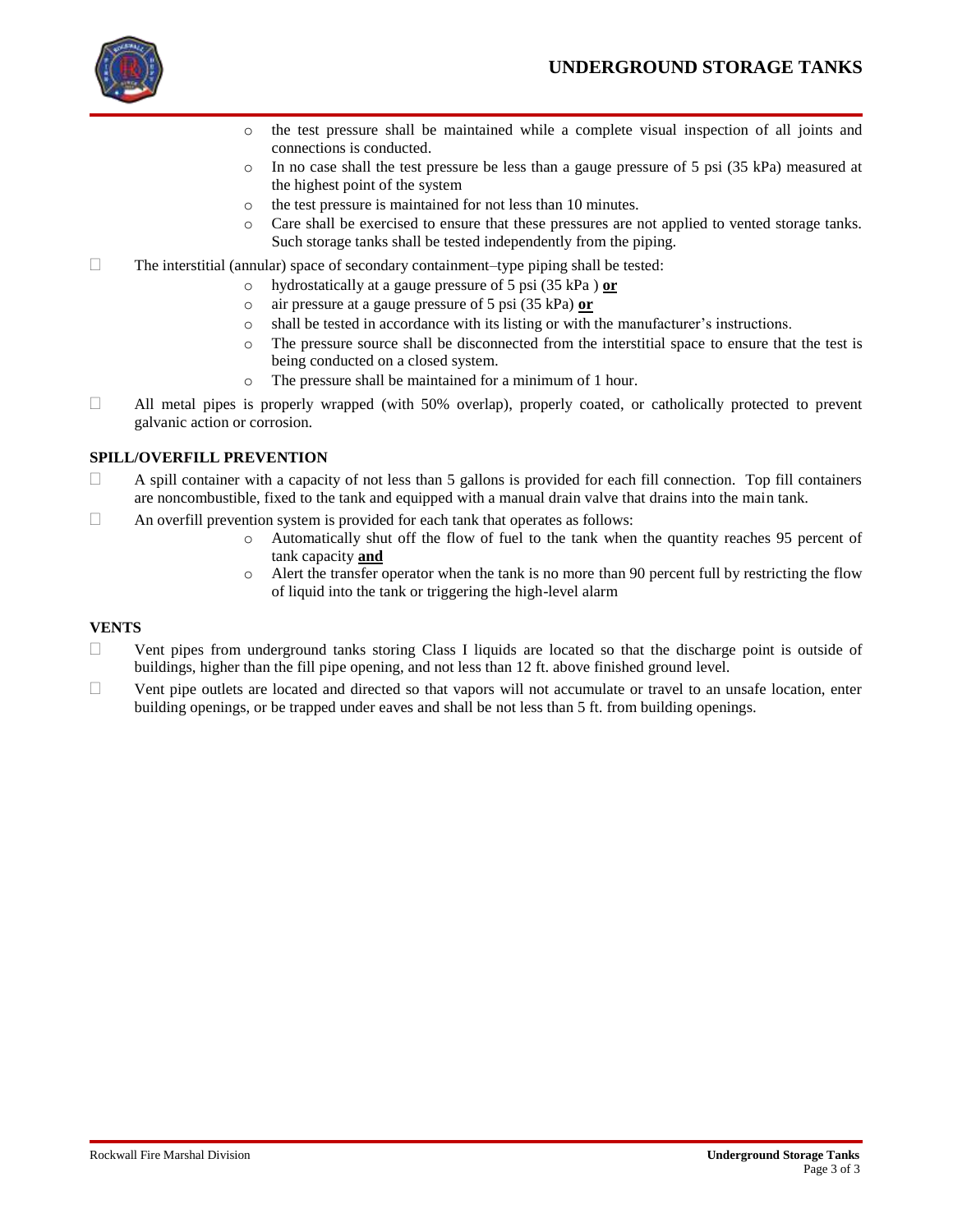- the test pressure shall be maintained while a complete visual inspection of all joints and connections is conducted.
- In no case shall the test pressure be less than a gauge pressure of 5 psi (35 kPa) measured at the highest point of the system
- the test pressure is maintained for not less than 10 minutes.
- Care shall be exercised to ensure that these pressures are not applied to vented storage tanks. Such storage tanks shall be tested independently from the piping.

- [ ] The interstitial (annular) space of secondary containment–type piping shall be tested:
    - hydrostatically at a gauge pressure of 5 psi (35 kPa ) **or**
    - air pressure at a gauge pressure of 5 psi (35 kPa) **or**
    - shall be tested in accordance with its listing or with the manufacturer's instructions.
    - The pressure source shall be disconnected from the interstitial space to ensure that the test is being conducted on a closed system.
    - The pressure shall be maintained for a minimum of 1 hour.
- [ ] All metal pipes is properly wrapped (with 50% overlap), properly coated, or catholically protected to prevent galvanic action or corrosion.

**SPILL/OVERFILL PREVENTION**

- [ ] A spill container with a capacity of not less than 5 gallons is provided for each fill connection. Top fill containers are noncombustible, fixed to the tank and equipped with a manual drain valve that drains into the main tank.
- [ ] An overfill prevention system is provided for each tank that operates as follows:
    - Automatically shut off the flow of fuel to the tank when the quantity reaches 95 percent of tank capacity **and**
    - Alert the transfer operator when the tank is no more than 90 percent full by restricting the flow of liquid into the tank or triggering the high-level alarm

**VENTS**

- [ ] Vent pipes from underground tanks storing Class I liquids are located so that the discharge point is outside of buildings, higher than the fill pipe opening, and not less than 12 ft. above finished ground level.
- [ ] Vent pipe outlets are located and directed so that vapors will not accumulate or travel to an unsafe location, enter building openings, or be trapped under eaves and shall be not less than 5 ft. from building openings.